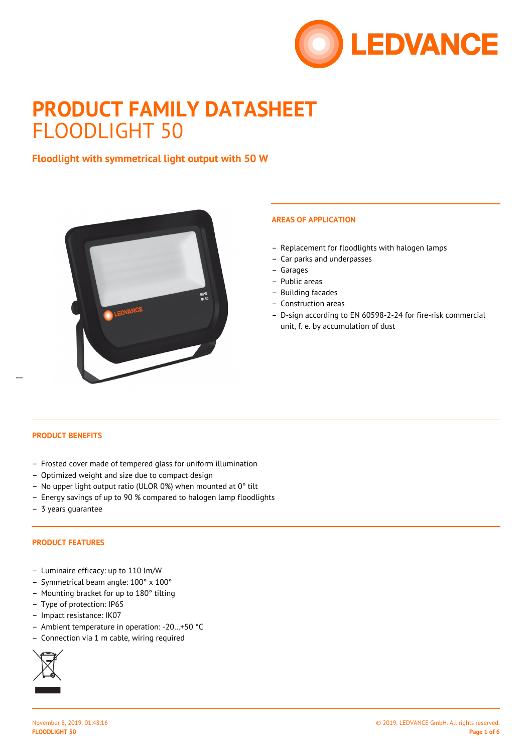# PRODUCT FAMILY DATASHEET
# FLOODLIGHT 50

## Floodlight with symmetrical light output with 50 W

### AREAS OF APPLICATION

- Replacement for floodlights with halogen lamps
- Car parks and underpasses
- Garages
- Public areas
- Building facades
- Construction areas
- D-sign according to EN 60598-2-24 for fire-risk commercial unit, f. e. by accumulation of dust

### PRODUCT BENEFITS

- Frosted cover made of tempered glass for uniform illumination
- Optimized weight and size due to compact design
- No upper light output ratio (ULOR 0%) when mounted at 0° tilt
- Energy savings of up to 90 % compared to halogen lamp floodlights
- 3 years guarantee

### PRODUCT FEATURES

- Luminaire efficacy: up to 110 lm/W
- Symmetrical beam angle: 100° x 100°
- Mounting bracket for up to 180° tilting
- Type of protection: IP65
- Impact resistance: IK07
- Ambient temperature in operation: -20…+50 °C
- Connection via 1 m cable, wiring required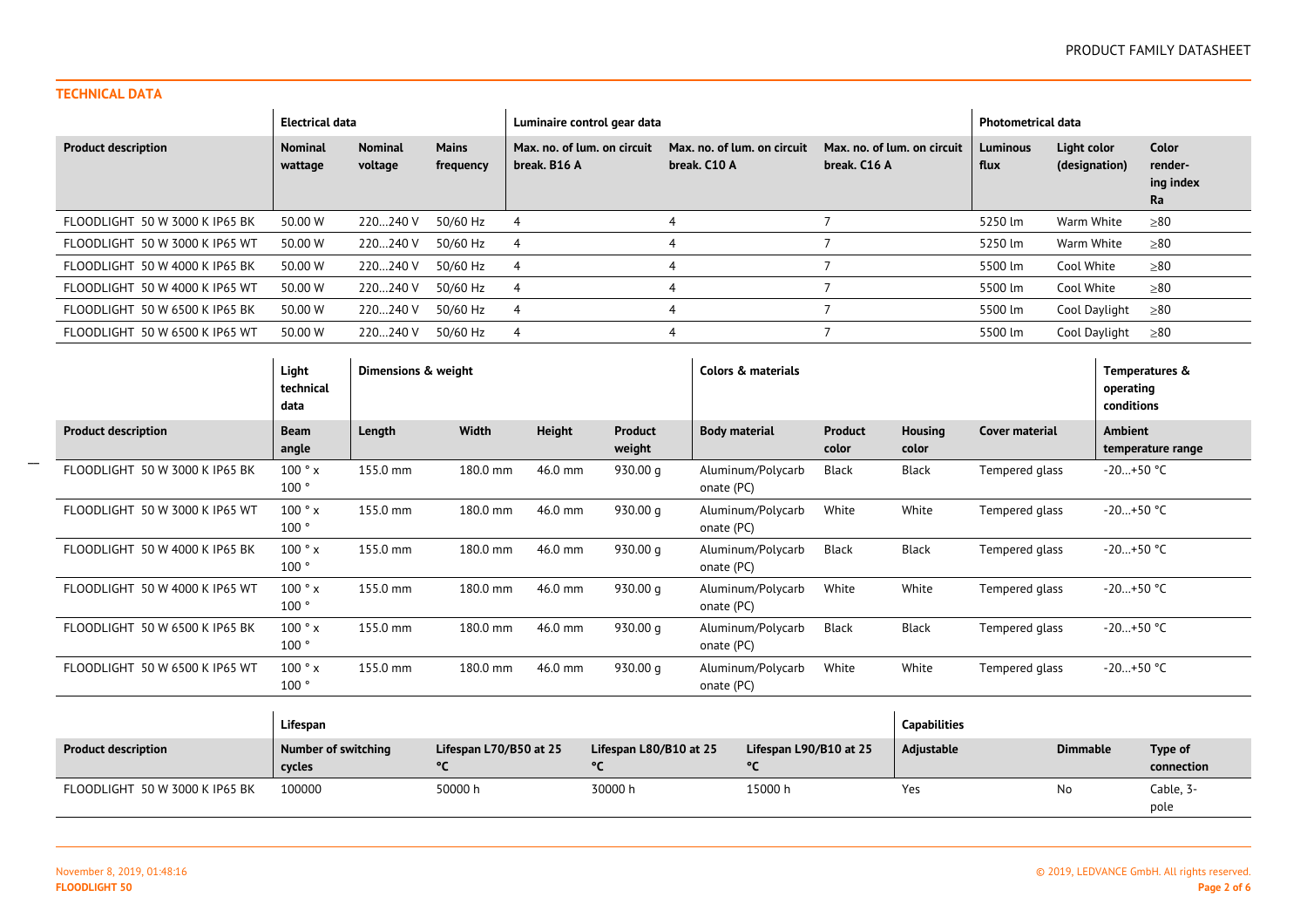## TECHNICAL DATA

| | Electrical data | | | Luminaire control gear data | | | Photometrical data | | |
|---|---|---|---|---|---|---|---|---|---|
| **Product description** | **Nominal wattage** | **Nominal voltage** | **Mains frequency** | **Max. no. of lum. on circuit break. B16 A** | **Max. no. of lum. on circuit break. C10 A** | **Max. no. of lum. on circuit break. C16 A** | **Luminous flux** | **Light color (designation)** | **Color render-ing index Ra** |
| FLOODLIGHT 50 W 3000 K IP65 BK | 50.00 W | 220…240 V | 50/60 Hz | 4 | 4 | 7 | 5250 lm | Warm White | ≥80 |
| FLOODLIGHT 50 W 3000 K IP65 WT | 50.00 W | 220…240 V | 50/60 Hz | 4 | 4 | 7 | 5250 lm | Warm White | ≥80 |
| FLOODLIGHT 50 W 4000 K IP65 BK | 50.00 W | 220…240 V | 50/60 Hz | 4 | 4 | 7 | 5500 lm | Cool White | ≥80 |
| FLOODLIGHT 50 W 4000 K IP65 WT | 50.00 W | 220…240 V | 50/60 Hz | 4 | 4 | 7 | 5500 lm | Cool White | ≥80 |
| FLOODLIGHT 50 W 6500 K IP65 BK | 50.00 W | 220…240 V | 50/60 Hz | 4 | 4 | 7 | 5500 lm | Cool Daylight | ≥80 |
| FLOODLIGHT 50 W 6500 K IP65 WT | 50.00 W | 220…240 V | 50/60 Hz | 4 | 4 | 7 | 5500 lm | Cool Daylight | ≥80 |

| | Light technical data | Dimensions & weight | | | | Colors & materials | | | | Temperatures & operating conditions |
|---|---|---|---|---|---|---|---|---|---|---|
| **Product description** | **Beam angle** | **Length** | **Width** | **Height** | **Product weight** | **Body material** | **Product color** | **Housing color** | **Cover material** | **Ambient temperature range** |
| FLOODLIGHT 50 W 3000 K IP65 BK | 100 ° x 100 ° | 155.0 mm | 180.0 mm | 46.0 mm | 930.00 g | Aluminum/Polycarbonate (PC) | Black | Black | Tempered glass | -20…+50 °C |
| FLOODLIGHT 50 W 3000 K IP65 WT | 100 ° x 100 ° | 155.0 mm | 180.0 mm | 46.0 mm | 930.00 g | Aluminum/Polycarbonate (PC) | White | White | Tempered glass | -20…+50 °C |
| FLOODLIGHT 50 W 4000 K IP65 BK | 100 ° x 100 ° | 155.0 mm | 180.0 mm | 46.0 mm | 930.00 g | Aluminum/Polycarbonate (PC) | Black | Black | Tempered glass | -20…+50 °C |
| FLOODLIGHT 50 W 4000 K IP65 WT | 100 ° x 100 ° | 155.0 mm | 180.0 mm | 46.0 mm | 930.00 g | Aluminum/Polycarbonate (PC) | White | White | Tempered glass | -20…+50 °C |
| FLOODLIGHT 50 W 6500 K IP65 BK | 100 ° x 100 ° | 155.0 mm | 180.0 mm | 46.0 mm | 930.00 g | Aluminum/Polycarbonate (PC) | Black | Black | Tempered glass | -20…+50 °C |
| FLOODLIGHT 50 W 6500 K IP65 WT | 100 ° x 100 ° | 155.0 mm | 180.0 mm | 46.0 mm | 930.00 g | Aluminum/Polycarbonate (PC) | White | White | Tempered glass | -20…+50 °C |

| | Lifespan | | | | Capabilities | | |
|---|---|---|---|---|---|---|---|
| **Product description** | **Number of switching cycles** | **Lifespan L70/B50 at 25 °C** | **Lifespan L80/B10 at 25 °C** | **Lifespan L90/B10 at 25 °C** | **Adjustable** | **Dimmable** | **Type of connection** |
| FLOODLIGHT 50 W 3000 K IP65 BK | 100000 | 50000 h | 30000 h | 15000 h | Yes | No | Cable, 3-pole |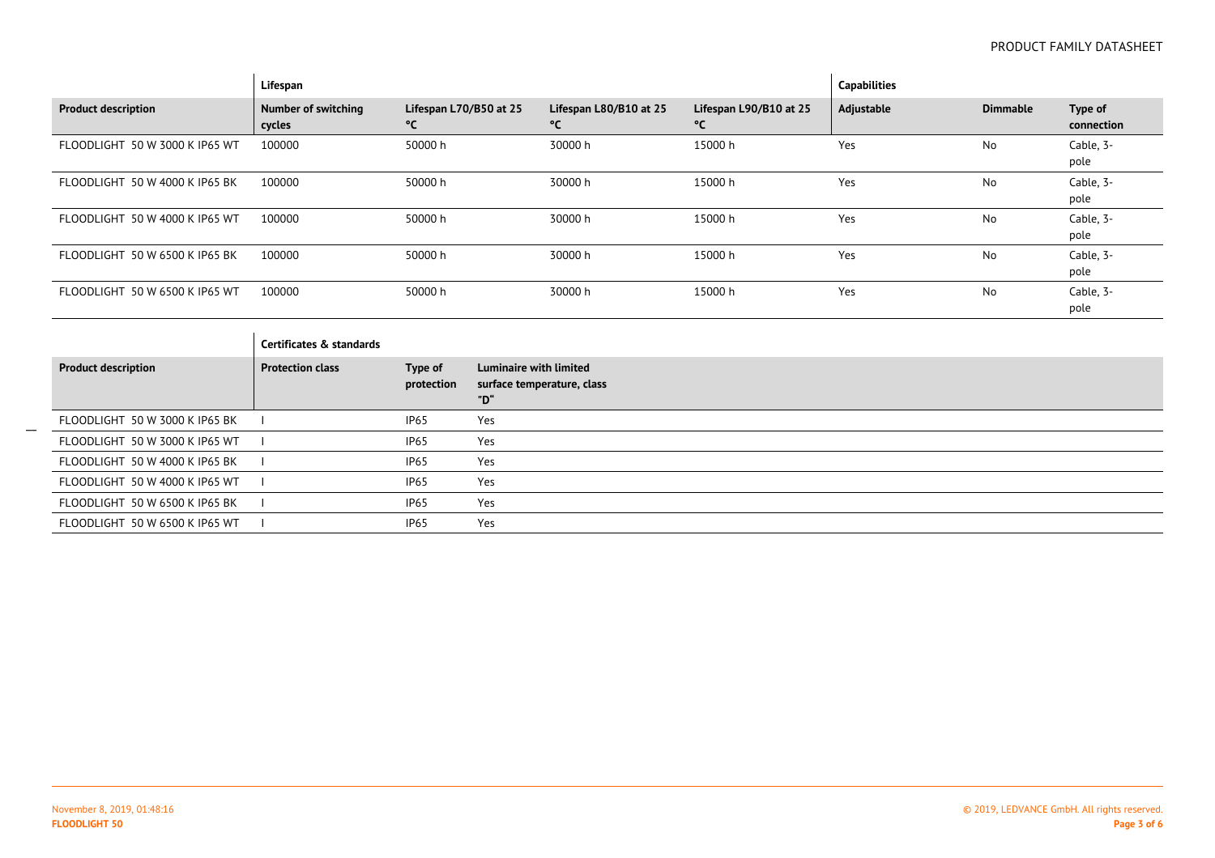| | Lifespan | | | | Capabilities | | |
|---|---|---|---|---|---|---|---|
| **Product description** | **Number of switching cycles** | **Lifespan L70/B50 at 25 °C** | **Lifespan L80/B10 at 25 °C** | **Lifespan L90/B10 at 25 °C** | **Adjustable** | **Dimmable** | **Type of connection** |
| FLOODLIGHT 50 W 3000 K IP65 WT | 100000 | 50000 h | 30000 h | 15000 h | Yes | No | Cable, 3-pole |
| FLOODLIGHT 50 W 4000 K IP65 BK | 100000 | 50000 h | 30000 h | 15000 h | Yes | No | Cable, 3-pole |
| FLOODLIGHT 50 W 4000 K IP65 WT | 100000 | 50000 h | 30000 h | 15000 h | Yes | No | Cable, 3-pole |
| FLOODLIGHT 50 W 6500 K IP65 BK | 100000 | 50000 h | 30000 h | 15000 h | Yes | No | Cable, 3-pole |
| FLOODLIGHT 50 W 6500 K IP65 WT | 100000 | 50000 h | 30000 h | 15000 h | Yes | No | Cable, 3-pole |

| | Certificates & standards | | |
|---|---|---|---|
| **Product description** | **Protection class** | **Type of protection** | **Luminaire with limited surface temperature, class "D"** |
| FLOODLIGHT 50 W 3000 K IP65 BK | I | IP65 | Yes |
| FLOODLIGHT 50 W 3000 K IP65 WT | I | IP65 | Yes |
| FLOODLIGHT 50 W 4000 K IP65 BK | I | IP65 | Yes |
| FLOODLIGHT 50 W 4000 K IP65 WT | I | IP65 | Yes |
| FLOODLIGHT 50 W 6500 K IP65 BK | I | IP65 | Yes |
| FLOODLIGHT 50 W 6500 K IP65 WT | I | IP65 | Yes |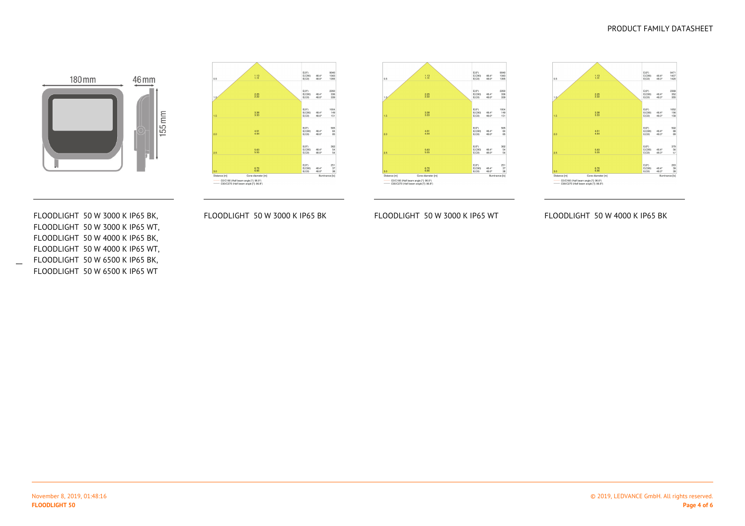180 mm

46 mm

155 mm

FLOODLIGHT 50 W 3000 K IP65 BK,
FLOODLIGHT 50 W 3000 K IP65 WT,
FLOODLIGHT 50 W 4000 K IP65 BK,
FLOODLIGHT 50 W 4000 K IP65 WT,
FLOODLIGHT 50 W 6500 K IP65 BK,
FLOODLIGHT 50 W 6500 K IP65 WT

| Distance [m] | Cone diameter [m] | | Illuminance [lx] |
|---|---|---|---|
| 0.5 | 1.13 / 1.11 | E(0°) / E(C90) 48.4° / E(C0) 48.0° | 9046 / 1343 / 1355 |
| 1.0 | 2.25 / 2.22 | E(0°) / E(C90) 48.4° / E(C0) 48.0° | 2260 / 336 / 339 |
| 1.5 | 3.38 / 3.33 | E(0°) / E(C90) 48.4° / E(C0) 48.0° | 1004 / 149 / 151 |
| 2.0 | 4.51 / 4.44 | E(0°) / E(C90) 48.4° / E(C0) 48.0° | 565 / 84 / 85 |
| 2.5 | 5.63 / 5.55 | E(0°) / E(C90) 48.4° / E(C0) 48.0° | 362 / 54 / 54 |
| 3.0 | 6.76 / 6.66 | E(0°) / E(C90) 48.4° / E(C0) 48.0° | 251 / 37 / 38 |

C0/C180 (Half beam angle [°]: 96.0°)
C90/C270 (Half beam angle [°]: 96.8°)

FLOODLIGHT 50 W 3000 K IP65 BK

| Distance [m] | Cone diameter [m] | | Illuminance [lx] |
|---|---|---|---|
| 0.5 | 1.13 / 1.11 | E(0°) / E(C90) 48.4° / E(C0) 48.0° | 9046 / 1343 / 1355 |
| 1.0 | 2.25 / 2.22 | E(0°) / E(C90) 48.4° / E(C0) 48.0° | 2260 / 336 / 339 |
| 1.5 | 3.38 / 3.33 | E(0°) / E(C90) 48.4° / E(C0) 48.0° | 1004 / 149 / 151 |
| 2.0 | 4.51 / 4.44 | E(0°) / E(C90) 48.4° / E(C0) 48.0° | 565 / 84 / 85 |
| 2.5 | 5.63 / 5.55 | E(0°) / E(C90) 48.4° / E(C0) 48.0° | 362 / 54 / 54 |
| 3.0 | 6.76 / 6.66 | E(0°) / E(C90) 48.4° / E(C0) 48.0° | 251 / 37 / 38 |

C0/C180 (Half beam angle [°]: 96.0°)
C90/C270 (Half beam angle [°]: 96.8°)

FLOODLIGHT 50 W 3000 K IP65 WT

| Distance [m] | Cone diameter [m] | | Illuminance [lx] |
|---|---|---|---|
| 0.5 | 1.13 / 1.11 | E(0°) / E(C90) 48.4° / E(C0) 48.0° | 9471 / 1407 / 1420 |
| 1.0 | 2.25 / 2.22 | E(0°) / E(C90) 48.4° / E(C0) 48.0° | 2368 / 352 / 355 |
| 1.5 | 3.38 / 3.33 | E(0°) / E(C90) 48.4° / E(C0) 48.0° | 1052 / 156 / 158 |
| 2.0 | 4.51 / 4.44 | E(0°) / E(C90) 48.4° / E(C0) 48.0° | 592 / 88 / 89 |
| 2.5 | 5.63 / 5.55 | E(0°) / E(C90) 48.4° / E(C0) 48.0° | 379 / 56 / 57 |
| 3.0 | 6.76 / 6.66 | E(0°) / E(C90) 48.4° / E(C0) 48.0° | 263 / 39 / 39 |

C0/C180 (Half beam angle [°]: 96.0°)
C90/C270 (Half beam angle [°]: 96.8°)

FLOODLIGHT 50 W 4000 K IP65 BK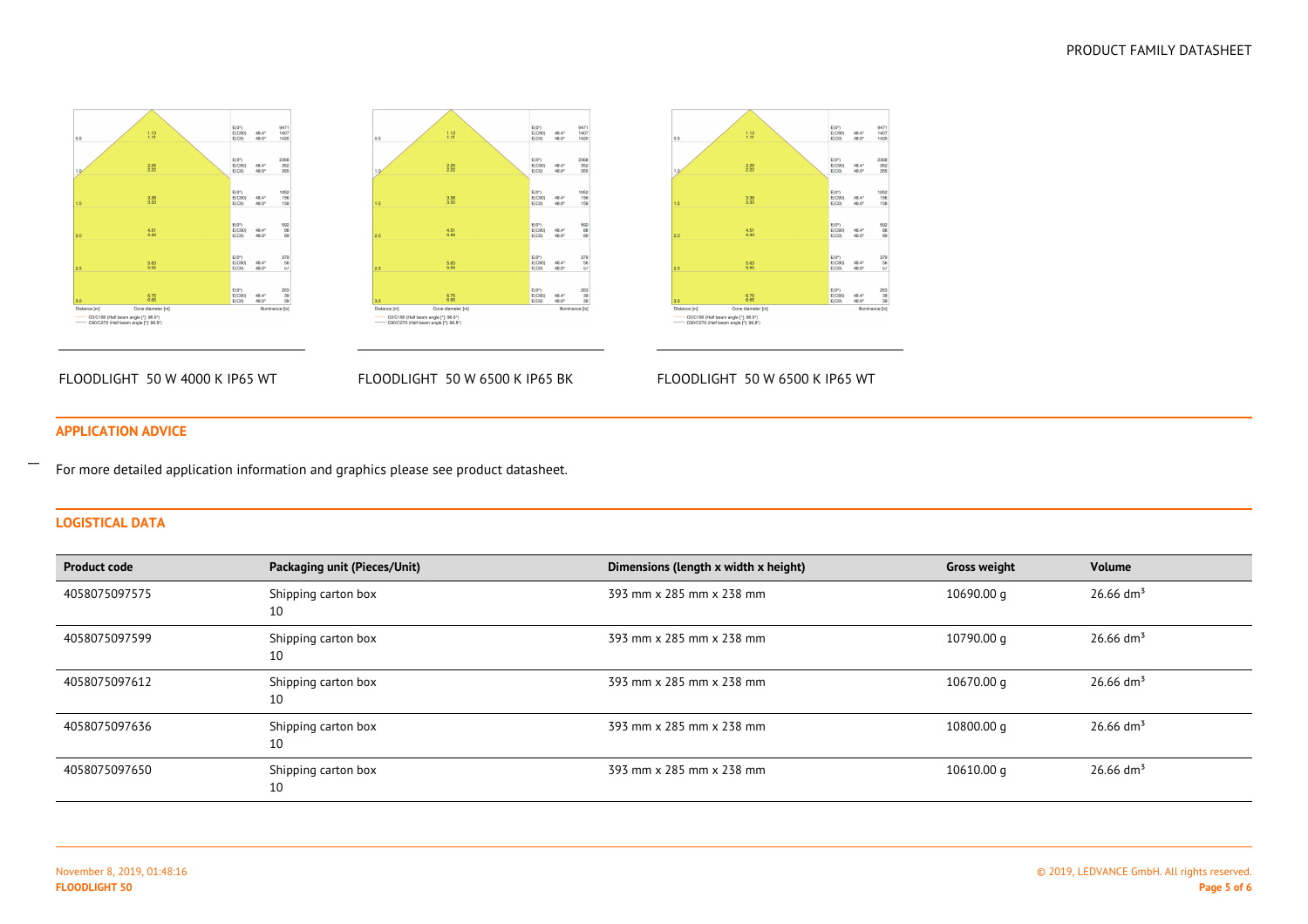FLOODLIGHT 50 W 4000 K IP65 WT

FLOODLIGHT 50 W 6500 K IP65 BK

FLOODLIGHT 50 W 6500 K IP65 WT

## APPLICATION ADVICE

For more detailed application information and graphics please see product datasheet.

## LOGISTICAL DATA

| Product code | Packaging unit (Pieces/Unit) | Dimensions (length x width x height) | Gross weight | Volume |
|---|---|---|---|---|
| 4058075097575 | Shipping carton box 10 | 393 mm x 285 mm x 238 mm | 10690.00 g | 26.66 $dm^3$ |
| 4058075097599 | Shipping carton box 10 | 393 mm x 285 mm x 238 mm | 10790.00 g | 26.66 $dm^3$ |
| 4058075097612 | Shipping carton box 10 | 393 mm x 285 mm x 238 mm | 10670.00 g | 26.66 $dm^3$ |
| 4058075097636 | Shipping carton box 10 | 393 mm x 285 mm x 238 mm | 10800.00 g | 26.66 $dm^3$ |
| 4058075097650 | Shipping carton box 10 | 393 mm x 285 mm x 238 mm | 10610.00 g | 26.66 $dm^3$ |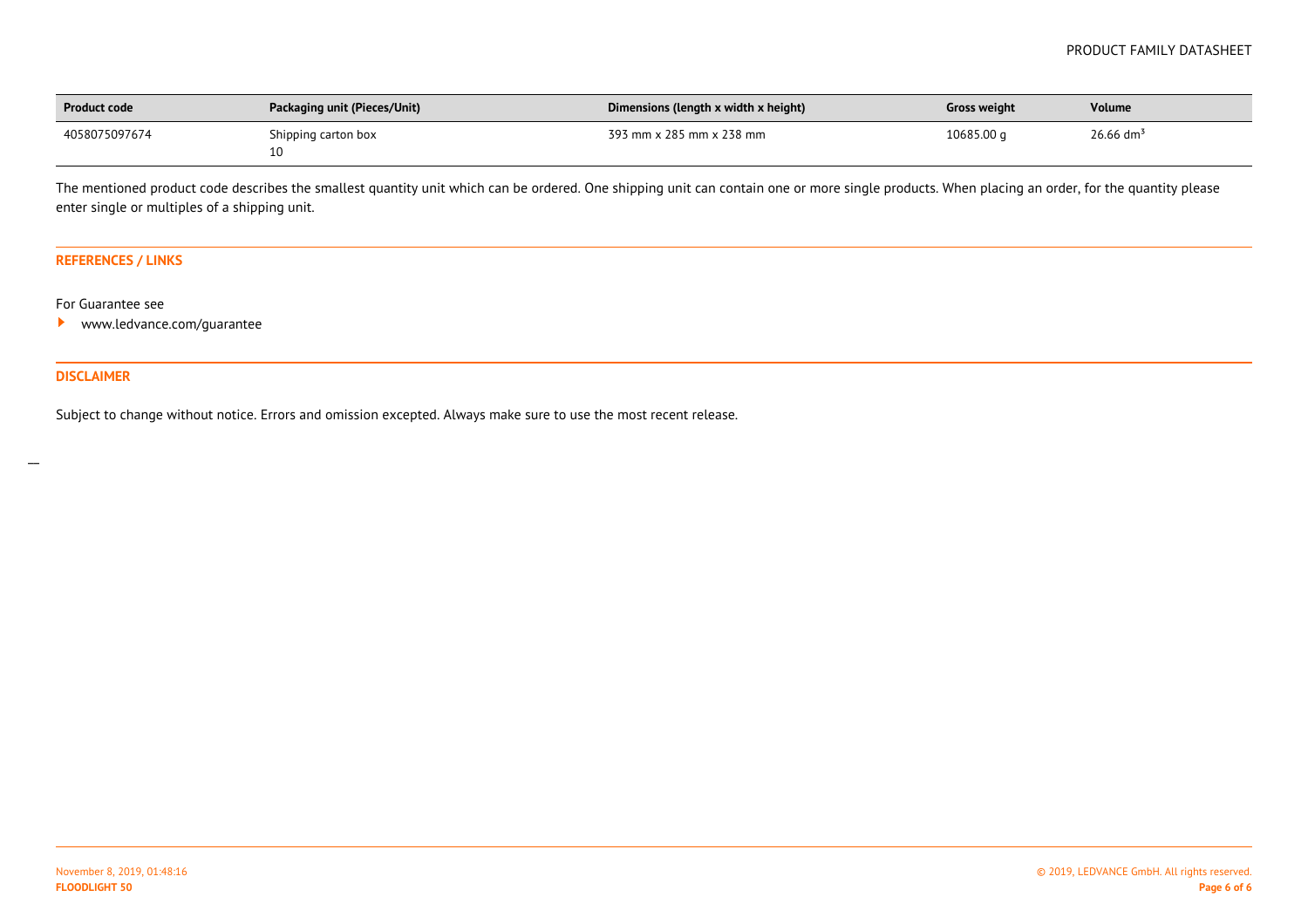| Product code | Packaging unit (Pieces/Unit) | Dimensions (length x width x height) | Gross weight | Volume |
| --- | --- | --- | --- | --- |
| 4058075097674 | Shipping carton box<br>10 | 393 mm x 285 mm x 238 mm | 10685.00 g | 26.66 $dm^3$ |

The mentioned product code describes the smallest quantity unit which can be ordered. One shipping unit can contain one or more single products. When placing an order, for the quantity please enter single or multiples of a shipping unit.

## REFERENCES / LINKS

For Guarantee see

- www.ledvance.com/guarantee

## DISCLAIMER

Subject to change without notice. Errors and omission excepted. Always make sure to use the most recent release.